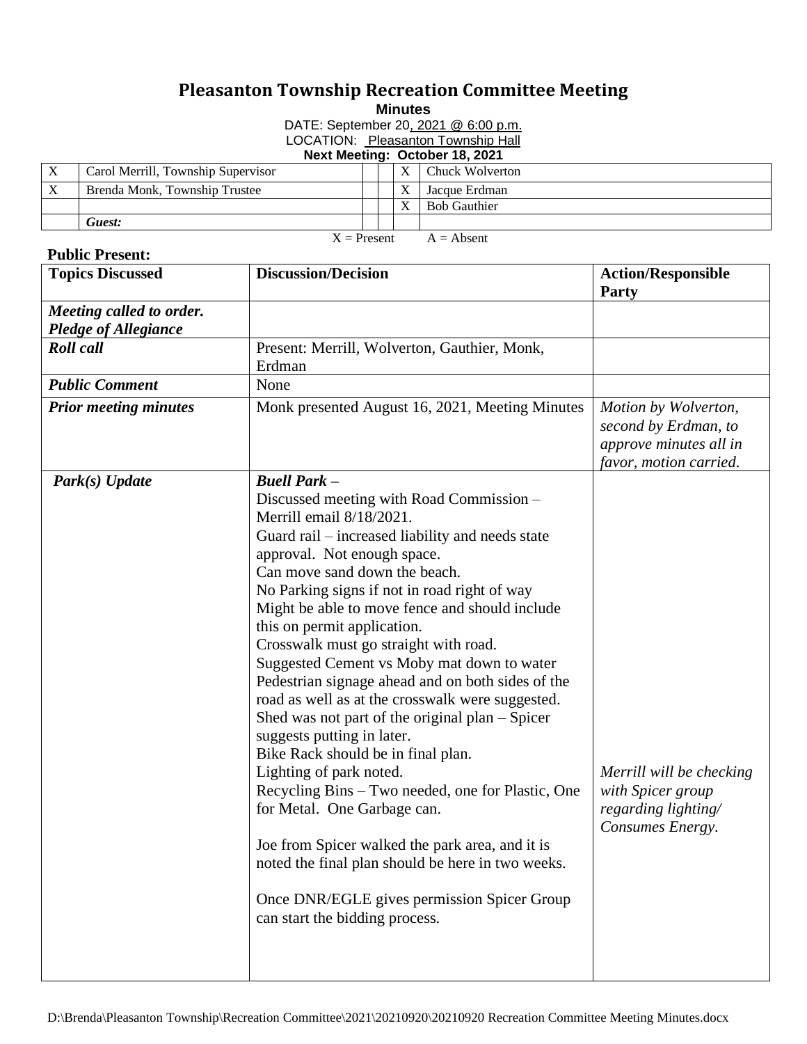# Pleasanton Township Recreation Committee Meeting

**Minutes**

DATE: September 20, 2021 @ 6:00 p.m.

LOCATION: Pleasanton Township Hall

**Next Meeting: October 18, 2021**

| | | | | | |
|---|---|---|---|---|---|
| X | Carol Merrill, Township Supervisor | | | X | Chuck Wolverton |
| X | Brenda Monk, Township Trustee | | | X | Jacque Erdman |
| | | | | X | Bob Gauthier |
| | ***Guest:*** | | | | |

X = Present A = Absent

**Public Present:**

| Topics Discussed | Discussion/Decision | Action/Responsible Party |
|---|---|---|
| ***Meeting called to order. Pledge of Allegiance*** | | |
| ***Roll call*** | Present: Merrill, Wolverton, Gauthier, Monk, Erdman | |
| ***Public Comment*** | None | |
| ***Prior meeting minutes*** | Monk presented August 16, 2021, Meeting Minutes | *Motion by Wolverton, second by Erdman, to approve minutes all in favor, motion carried.* |
| ***Park(s) Update*** | ***Buell Park –***<br>Discussed meeting with Road Commission – Merrill email 8/18/2021.<br>Guard rail – increased liability and needs state approval. Not enough space.<br>Can move sand down the beach.<br>No Parking signs if not in road right of way<br>Might be able to move fence and should include this on permit application.<br>Crosswalk must go straight with road.<br>Suggested Cement vs Moby mat down to water<br>Pedestrian signage ahead and on both sides of the road as well as at the crosswalk were suggested.<br>Shed was not part of the original plan – Spicer suggests putting in later.<br>Bike Rack should be in final plan.<br>Lighting of park noted.<br>Recycling Bins – Two needed, one for Plastic, One for Metal. One Garbage can.<br><br>Joe from Spicer walked the park area, and it is noted the final plan should be here in two weeks.<br><br>Once DNR/EGLE gives permission Spicer Group can start the bidding process. | *Merrill will be checking with Spicer group regarding lighting/ Consumes Energy.* |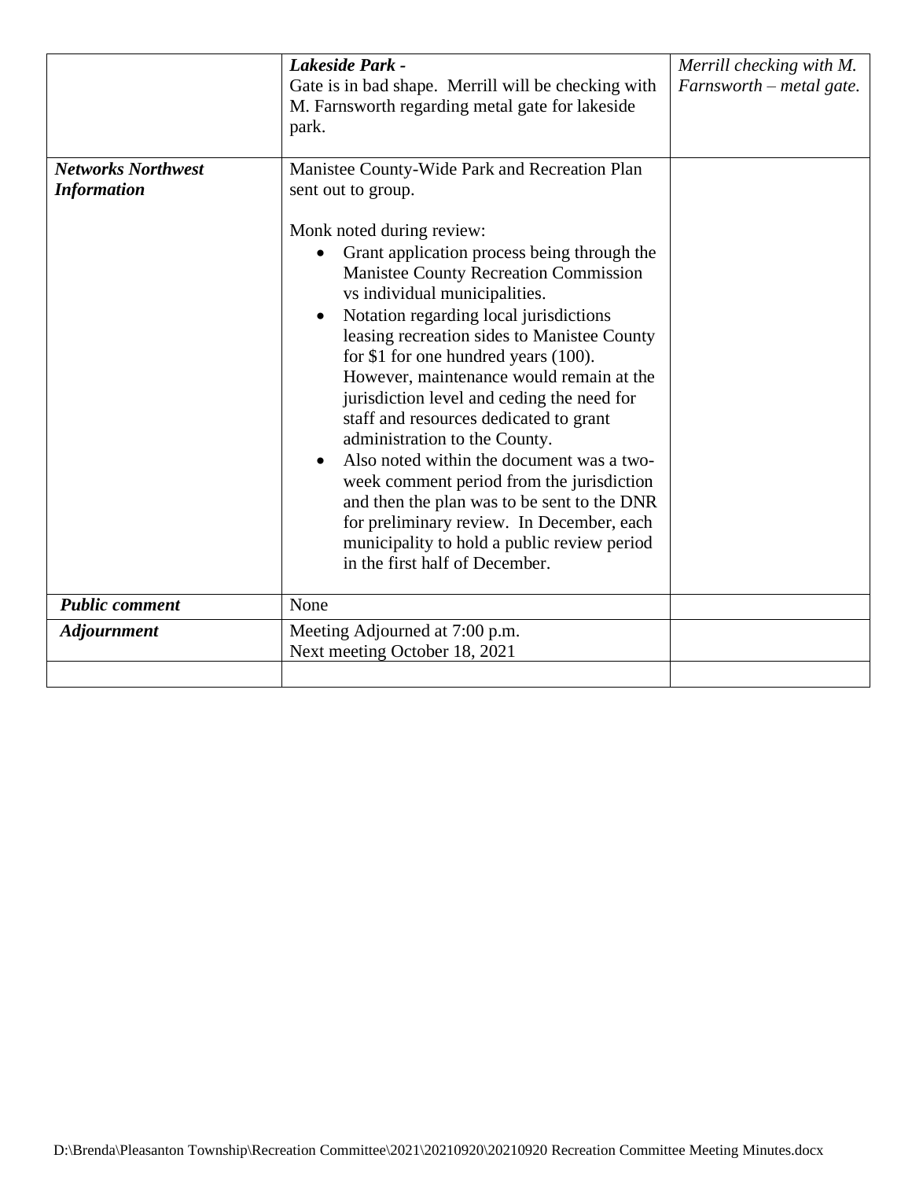| | | |
|---|---|---|
| | ***Lakeside Park -*** Gate is in bad shape. Merrill will be checking with M. Farnsworth regarding metal gate for lakeside park. | *Merrill checking with M. Farnsworth – metal gate.* |
| ***Networks Northwest Information*** | Manistee County-Wide Park and Recreation Plan sent out to group.<br><br>Monk noted during review:<br>• Grant application process being through the Manistee County Recreation Commission vs individual municipalities.<br>• Notation regarding local jurisdictions leasing recreation sides to Manistee County for $1 for one hundred years (100). However, maintenance would remain at the jurisdiction level and ceding the need for staff and resources dedicated to grant administration to the County.<br>• Also noted within the document was a two-week comment period from the jurisdiction and then the plan was to be sent to the DNR for preliminary review. In December, each municipality to hold a public review period in the first half of December. | |
| ***Public comment*** | None | |
| ***Adjournment*** | Meeting Adjourned at 7:00 p.m.<br>Next meeting October 18, 2021 | |
| | | |

D:\Brenda\Pleasanton Township\Recreation Committee\2021\20210920\20210920 Recreation Committee Meeting Minutes.docx